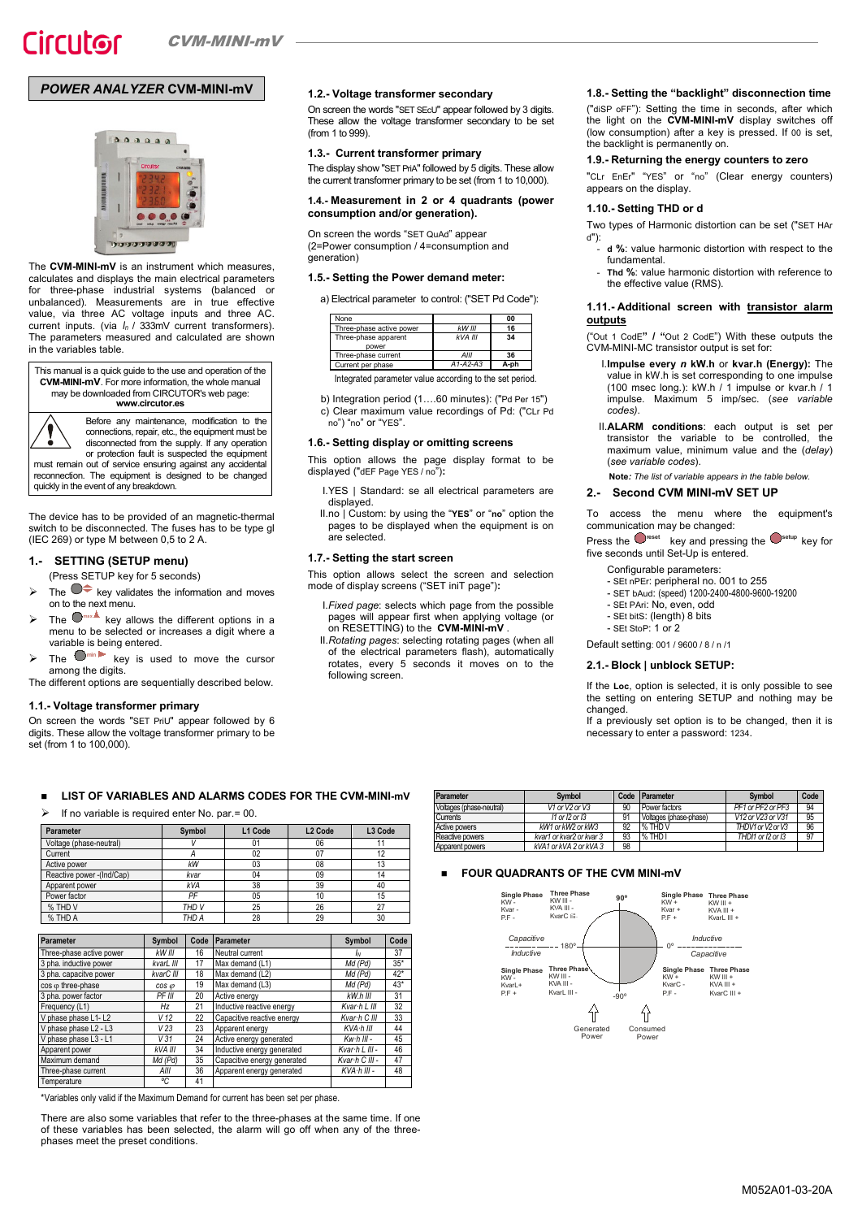# POWER ANALYZER CVM-MINI-mV

The **CVM-MINI-mV** is an instrument which measures, calculates and displays the main electrical parameters for three-phase industrial systems (balanced or unbalanced). Measurements are in true effective value, via three AC voltage inputs and three AC. current inputs. (via $I_n$ / 333mV current transformers). The parameters measured and calculated are shown in the variables table.

This manual is a quick guide to the use and operation of the **CVM-MINI-mV**. For more information, the whole manual may be downloaded from CIRCUTOR's web page: **www.circutor.es**

Before any maintenance, modification to the connections, repair, etc., the equipment must be disconnected from the supply. If any operation or protection fault is suspected the equipment must remain out of service ensuring against any accidental reconnection. The equipment is designed to be changed quickly in the event of any breakdown.

The device has to be provided of an magnetic-thermal switch to be disconnected. The fuses has to be type gl (IEC 269) or type M between 0,5 to 2 A.

## 1.- SETTING (SETUP menu)

(Press SETUP key for 5 seconds)

- The key validates the information and moves on to the next menu.
- The key allows the different options in a menu to be selected or increases a digit where a variable is being entered.
- The key is used to move the cursor among the digits.

The different options are sequentially described below.

### 1.1.- Voltage transformer primary

On screen the words "SET PriU" appear followed by 6 digits. These allow the voltage transformer primary to be set (from 1 to 100,000).

### 1.2.- Voltage transformer secondary

On screen the words "SET SEcU" appear followed by 3 digits. These allow the voltage transformer secondary to be set (from 1 to 999).

### 1.3.- Current transformer primary

The display show "SET PriA" followed by 5 digits. These allow the current transformer primary to be set (from 1 to 10,000).

### 1.4.- Measurement in 2 or 4 quadrants (power consumption and/or generation).

On screen the words "SET QuAd" appear (2=Power consumption / 4=consumption and generation)

### 1.5.- Setting the Power demand meter:

a) Electrical parameter to control: ("SET Pd Code"):

| | | |
|---|---|---|
| None | | 00 |
| Three-phase active power | kW III | 16 |
| Three-phase apparent power | kVA III | 34 |
| Three-phase current | AIII | 36 |
| Current per phase | A1-A2-A3 | A-ph |

Integrated parameter value according to the set period.

b) Integration period (1….60 minutes): ("Pd Per 15")

c) Clear maximum value recordings of Pd: ("CLr Pd no") "no" or "YES".

### 1.6.- Setting display or omitting screens

This option allows the page display format to be displayed ("dEF Page YES / no")**:**

I. YES | Standard: se all electrical parameters are displayed.

II. no | Custom: by using the "**YES**" or "**no**" option the pages to be displayed when the equipment is on are selected.

### 1.7.- Setting the start screen

This option allows select the screen and selection mode of display screens ("SET iniT page")**:**

I. *Fixed page*: selects which page from the possible pages will appear first when applying voltage (or on RESETTING) to the **CVM-MINI-mV** .

II. *Rotating pages*: selecting rotating pages (when all of the electrical parameters flash), automatically rotates, every 5 seconds it moves on to the following screen.

### 1.8.- Setting the "backlight" disconnection time

("diSP oFF"): Setting the time in seconds, after which the light on the **CVM-MINI-mV** display switches off (low consumption) after a key is pressed. If 00 is set, the backlight is permanently on.

### 1.9.- Returning the energy counters to zero

"CLr EnEr" "YES" or "no" (Clear energy counters) appears on the display.

### 1.10.- Setting THD or d

Two types of Harmonic distortion can be set ("SET HAr d"):

- **d %**: value harmonic distortion with respect to the fundamental.
- **Thd %**: value harmonic distortion with reference to the effective value (RMS).

### 1.11.- Additional screen with transistor alarm outputs

("Out 1 CodE" / "Out 2 CodE") With these outputs the CVM-MINI-MC transistor output is set for:

I. **Impulse every *n* kW.h or kvar.h (Energy):** The value in kW.h is set corresponding to one impulse (100 msec long.): kW.h / 1 impulse or kvar.h / 1 impulse. Maximum 5 imp/sec. (*see variable codes)*.

II. **ALARM conditions**: each output is set per transistor the variable to be controlled, the maximum value, minimum value and the (*delay*) (*see variable codes*).

**Note***: The list of variable appears in the table below.*

## 2.- Second CVM MINI-mV SET UP

To access the menu where the equipment's communication may be changed:

Press the reset key and pressing the setup key for five seconds until Set-Up is entered.

Configurable parameters:

- SEt nPEr: peripheral no. 001 to 255
- SET bAud: (speed) 1200-2400-4800-9600-19200
- SEt PAri: No, even, odd
- SEt bitS: (length) 8 bits
- SEt StoP: 1 or 2

Default setting: 001 / 9600 / 8 / n /1

### 2.1.- Block | unblock SETUP:

If the **Loc**, option is selected, it is only possible to see the setting on entering SETUP and nothing may be changed.

If a previously set option is to be changed, then it is necessary to enter a password: 1234.

## LIST OF VARIABLES AND ALARMS CODES FOR THE CVM-MINI-mV

- If no variable is required enter No. par.= 00.

| Parameter | Symbol | L1 Code | L2 Code | L3 Code |
|---|---|---|---|---|
| Voltage (phase-neutral) | V | 01 | 06 | 11 |
| Current | A | 02 | 07 | 12 |
| Active power | kW | 03 | 08 | 13 |
| Reactive power -(Ind/Cap) | kvar | 04 | 09 | 14 |
| Apparent power | kVA | 38 | 39 | 40 |
| Power factor | PF | 05 | 10 | 15 |
| % THD V | THD V | 25 | 26 | 27 |
| % THD A | THD A | 28 | 29 | 30 |

| Parameter | Symbol | Code | Parameter | Symbol | Code |
|---|---|---|---|---|---|
| Three-phase active power | kW III | 16 | Neutral current | $I_N$ | 37 |
| 3 pha. inductive power | kvarL III | 17 | Max demand (L1) | Md (Pd) | 35* |
| 3 pha. capacitve power | kvarC III | 18 | Max demand (L2) | Md (Pd) | 42* |
| cos φ three-phase | cos φ | 19 | Max demand (L3) | Md (Pd) | 43* |
| 3 pha. power factor | PF III | 20 | Active energy | kW.h III | 31 |
| Frequency (L1) | Hz | 21 | Inductive reactive energy | Kvar·h L III | 32 |
| V phase phase L1- L2 | V 12 | 22 | Capacitive reactive energy | Kvar·h C III | 33 |
| V phase phase L2 - L3 | V 23 | 23 | Apparent energy | KVA·h III | 44 |
| V phase phase L3 - L1 | V 31 | 24 | Active energy generated | Kw·h III - | 45 |
| Apparent power | kVA III | 34 | Inductive energy generated | Kvar·h L III - | 46 |
| Maximum demand | Md (Pd) | 35 | Capacitive energy generated | Kvar·h C III - | 47 |
| Three-phase current | AIII | 36 | Apparent energy generated | KVA·h III - | 48 |
| Temperature | ºC | 41 | | | |

*Variables only valid if the Maximum Demand for current has been set per phase.

There are also some variables that refer to the three-phases at the same time. If one of these variables has been selected, the alarm will go off when any of the three-phases meet the preset conditions.

| Parameter | Symbol | Code | Parameter | Symbol | Code |
|---|---|---|---|---|---|
| Voltages (phase-neutral) | V1 or V2 or V3 | 90 | Power factors | PF1 or PF2 or PF3 | 94 |
| Currents | I1 or I2 or I3 | 91 | Voltages (phase-phase) | V12 or V23 or V31 | 95 |
| Active powers | kW1 or kW2 or kW3 | 92 | % THD V | THDV1 or V2 or V3 | 96 |
| Reactive powers | kvar1 or kvar2 or kvar 3 | 93 | % THD I | THDI1 or I2 or I3 | 97 |
| Apparent powers | kVA1 or kVA 2 or kVA 3 | 98 | | | |

## FOUR QUADRANTS OF THE CVM MINI-mV

90º

Single Phase: KW - Kvar - P.F - | Three Phase: KW III - KVA III - KvarC III

Single Phase: KW + Kvar + P.F + | Three Phase: KW III + KVA III + KvarL III +

Capacitive / Inductive — 180º

0º — Inductive / Capacitive

Single Phase: KW - KvarL+ P.F + | Three Phase: KW III - KVA III - KvarL III -

Single Phase: KW + KvarC - P.F - | Three Phase: KW III + KVA III + KvarC III +

-90º

Generated Power

Consumed Power

M052A01-03-20A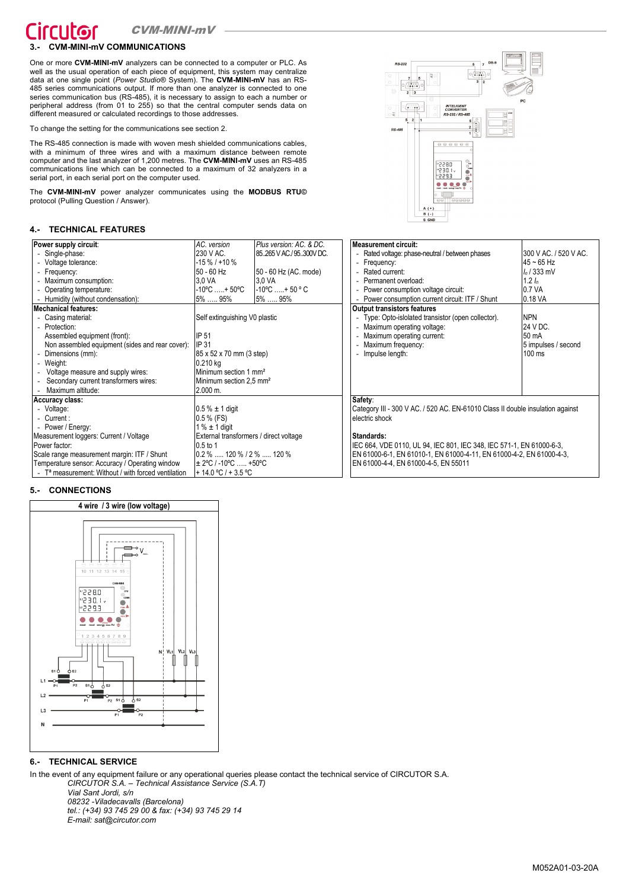## 3.- CVM-MINI-mV COMMUNICATIONS

One or more **CVM-MINI-mV** analyzers can be connected to a computer or PLC. As well as the usual operation of each piece of equipment, this system may centralize data at one single point (*Power Studio®* System). The **CVM-MINI-mV** has an RS-485 series communications output. If more than one analyzer is connected to one series communication bus (RS-485), it is necessary to assign to each a number or peripheral address (from 01 to 255) so that the central computer sends data on different measured or calculated recordings to those addresses.

To change the setting for the communications see section 2.

The RS-485 connection is made with woven mesh shielded communications cables, with a minimum of three wires and with a maximum distance between remote computer and the last analyzer of 1,200 metres. The **CVM-MINI-mV** uses an RS-485 communications line which can be connected to a maximum of 32 analyzers in a serial port, in each serial port on the computer used.

The **CVM-MINI-mV** power analyzer communicates using the **MODBUS RTU©** protocol (Pulling Question / Answer).

RS-232
DB-9
PC
INTELIGENT CONVERTER RS-232 / RS-485
RS-485
A (+)
B (-)
S GND

## 4.- TECHNICAL FEATURES

| | | |
|---|---|---|
| **Power supply circuit**: | *AC. version* | *Plus version: AC. & DC.* |
| - Single-phase: | 230 V AC. | 85..265 V AC./ 95..300V DC. |
| - Voltage tolerance: | -15 % / +10 % | |
| - Frequency: | 50 - 60 Hz | 50 - 60 Hz (AC. mode) |
| - Maximum consumption: | 3,0 VA | 3,0 VA |
| - Operating temperature: | -10ºC …..+ 50ºC | -10ºC …..+ 50 º C |
| - Humidity (without condensation): | 5% ….. 95% | 5% ….. 95% |
| **Mechanical features:** | | |
| - Casing material: | Self extinguishing V0 plastic | |
| - Protection: | | |
| Assembled equipment (front): | IP 51 | |
| Non assembled equipment (sides and rear cover): | IP 31 | |
| - Dimensions (mm): | 85 x 52 x 70 mm (3 step) | |
| - Weight: | 0.210 kg | |
| - Voltage measure and supply wires: | Minimum section 1 mm² | |
| - Secondary current transformers wires: | Minimum section 2,5 mm² | |
| - Maximum altitude: | 2.000 m. | |
| **Accuracy class:** | | |
| - Voltage: | 0.5 % ± 1 digit | |
| - Current : | 0.5 % (FS) | |
| - Power / Energy: | 1 % ± 1 digit | |
| Measurement loggers: Current / Voltage | External transformers / direct voltage | |
| Power factor: | 0.5 to 1 | |
| Scale range measurement margin: ITF / Shunt | 0.2 % ….. 120 % / 2 % ….. 120 % | |
| Temperature sensor: Accuracy / Operating window | ± 2ºC / -10ºC ….. +50ºC | |
| - Tª measurement: Without / with forced ventilation | + 14.0 ºC / + 3.5 ºC | |

| | |
|---|---|
| **Measurement circuit:** | |
| - Rated voltage: phase-neutral / between phases | 300 V AC. / 520 V AC. |
| - Frequency: | 45 ~ 65 Hz |
| - Rated current: | $I_n$ / 333 mV |
| - Permanent overload: | 1.2 $I_n$ |
| - Power consumption voltage circuit: | 0.7 VA |
| - Power consumption current circuit: ITF / Shunt | 0.18 VA |
| **Output transistors features** | |
| - Type: Opto-islolated transistor (open collector). | NPN |
| - Maximum operating voltage: | 24 V DC. |
| - Maximum operating current: | 50 mA |
| - Maximum frequency: | 5 impulses / second |
| - Impulse length: | 100 ms |

**Safety**:
Category III - 300 V AC. / 520 AC. EN-61010 Class II double insulation against electric shock

**Standards:**
IEC 664, VDE 0110, UL 94, IEC 801, IEC 348, IEC 571-1, EN 61000-6-3, EN 61000-6-1, EN 61010-1, EN 61000-4-11, EN 61000-4-2, EN 61000-4-3, EN 61000-4-4, EN 61000-4-5, EN 55011

## 5.- CONNECTIONS

**4 wire / 3 wire (low voltage)**

10 11 12 13 14 15
CVM-MINI
1 2 3 4 5 6 7 8 9
N VL1 VL2 VL3
S1 S2 L1 P1 P2
S1 S2 L2 P1 P2
S1 S2 L3 P1 P2
N

## 6.- TECHNICAL SERVICE

In the event of any equipment failure or any operational queries please contact the technical service of CIRCUTOR S.A.

*CIRCUTOR S.A. – Technical Assistance Service (S.A.T)*
*Vial Sant Jordi, s/n*
*08232 -Viladecavalls (Barcelona)*
*tel.: (+34) 93 745 29 00 & fax: (+34) 93 745 29 14*
*E-mail: sat@circutor.com*

M052A01-03-20A